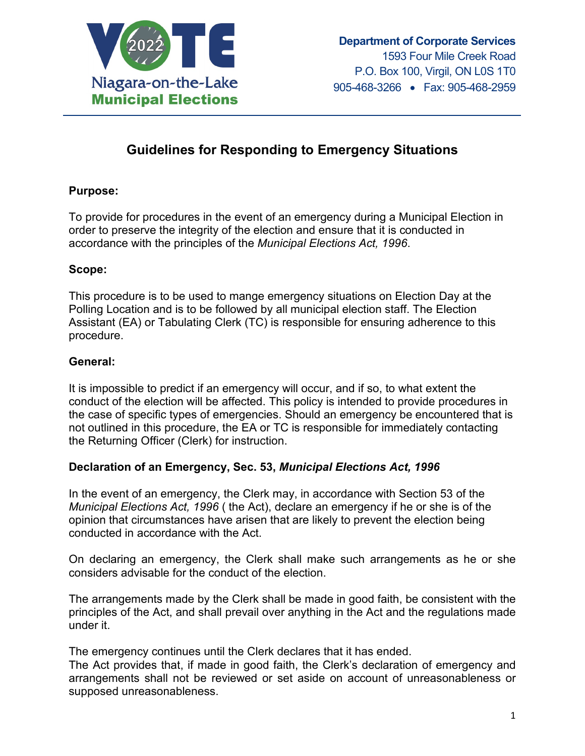VOTE 2022
Niagara-on-the-Lake
Municipal Elections

**Department of Corporate Services**
1593 Four Mile Creek Road
P.O. Box 100, Virgil, ON L0S 1T0
905-468-3266 • Fax: 905-468-2959

# Guidelines for Responding to Emergency Situations

## Purpose:

To provide for procedures in the event of an emergency during a Municipal Election in order to preserve the integrity of the election and ensure that it is conducted in accordance with the principles of the *Municipal Elections Act, 1996*.

## Scope:

This procedure is to be used to mange emergency situations on Election Day at the Polling Location and is to be followed by all municipal election staff. The Election Assistant (EA) or Tabulating Clerk (TC) is responsible for ensuring adherence to this procedure.

## General:

It is impossible to predict if an emergency will occur, and if so, to what extent the conduct of the election will be affected. This policy is intended to provide procedures in the case of specific types of emergencies. Should an emergency be encountered that is not outlined in this procedure, the EA or TC is responsible for immediately contacting the Returning Officer (Clerk) for instruction.

## Declaration of an Emergency, Sec. 53, *Municipal Elections Act, 1996*

In the event of an emergency, the Clerk may, in accordance with Section 53 of the *Municipal Elections Act, 1996* ( the Act), declare an emergency if he or she is of the opinion that circumstances have arisen that are likely to prevent the election being conducted in accordance with the Act.

On declaring an emergency, the Clerk shall make such arrangements as he or she considers advisable for the conduct of the election.

The arrangements made by the Clerk shall be made in good faith, be consistent with the principles of the Act, and shall prevail over anything in the Act and the regulations made under it.

The emergency continues until the Clerk declares that it has ended.
The Act provides that, if made in good faith, the Clerk's declaration of emergency and arrangements shall not be reviewed or set aside on account of unreasonableness or supposed unreasonableness.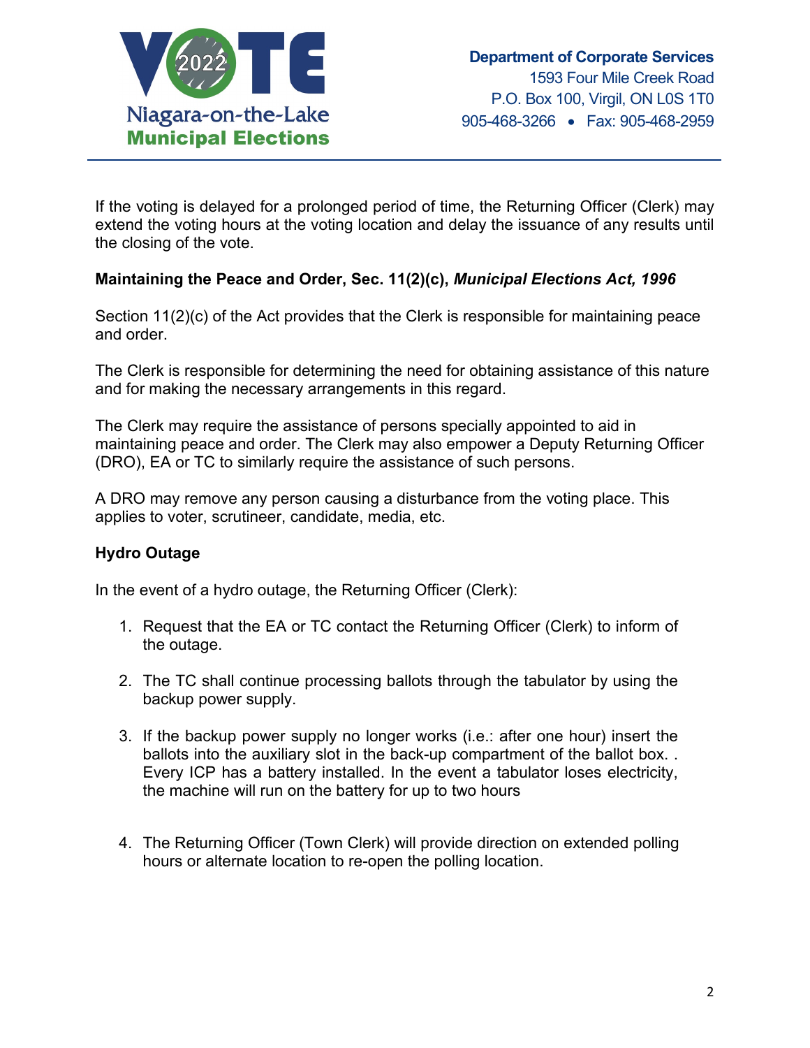If the voting is delayed for a prolonged period of time, the Returning Officer (Clerk) may extend the voting hours at the voting location and delay the issuance of any results until the closing of the vote.

**Maintaining the Peace and Order, Sec. 11(2)(c), *Municipal Elections Act, 1996***

Section 11(2)(c) of the Act provides that the Clerk is responsible for maintaining peace and order.

The Clerk is responsible for determining the need for obtaining assistance of this nature and for making the necessary arrangements in this regard.

The Clerk may require the assistance of persons specially appointed to aid in maintaining peace and order. The Clerk may also empower a Deputy Returning Officer (DRO), EA or TC to similarly require the assistance of such persons.

A DRO may remove any person causing a disturbance from the voting place. This applies to voter, scrutineer, candidate, media, etc.

**Hydro Outage**

In the event of a hydro outage, the Returning Officer (Clerk):

1. Request that the EA or TC contact the Returning Officer (Clerk) to inform of the outage.

2. The TC shall continue processing ballots through the tabulator by using the backup power supply.

3. If the backup power supply no longer works (i.e.: after one hour) insert the ballots into the auxiliary slot in the back-up compartment of the ballot box. . Every ICP has a battery installed. In the event a tabulator loses electricity, the machine will run on the battery for up to two hours

4. The Returning Officer (Town Clerk) will provide direction on extended polling hours or alternate location to re-open the polling location.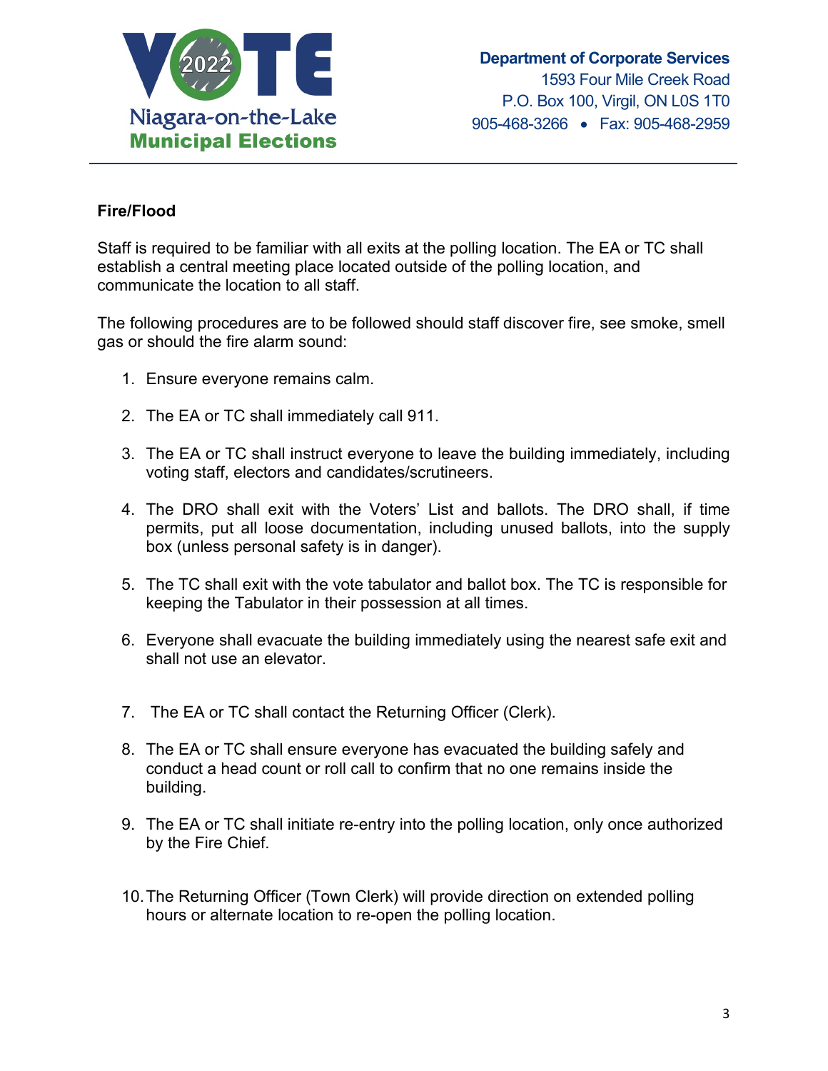## Fire/Flood

Staff is required to be familiar with all exits at the polling location. The EA or TC shall establish a central meeting place located outside of the polling location, and communicate the location to all staff.

The following procedures are to be followed should staff discover fire, see smoke, smell gas or should the fire alarm sound:

1. Ensure everyone remains calm.
2. The EA or TC shall immediately call 911.
3. The EA or TC shall instruct everyone to leave the building immediately, including voting staff, electors and candidates/scrutineers.
4. The DRO shall exit with the Voters' List and ballots. The DRO shall, if time permits, put all loose documentation, including unused ballots, into the supply box (unless personal safety is in danger).
5. The TC shall exit with the vote tabulator and ballot box. The TC is responsible for keeping the Tabulator in their possession at all times.
6. Everyone shall evacuate the building immediately using the nearest safe exit and shall not use an elevator.
7. The EA or TC shall contact the Returning Officer (Clerk).
8. The EA or TC shall ensure everyone has evacuated the building safely and conduct a head count or roll call to confirm that no one remains inside the building.
9. The EA or TC shall initiate re-entry into the polling location, only once authorized by the Fire Chief.
10. The Returning Officer (Town Clerk) will provide direction on extended polling hours or alternate location to re-open the polling location.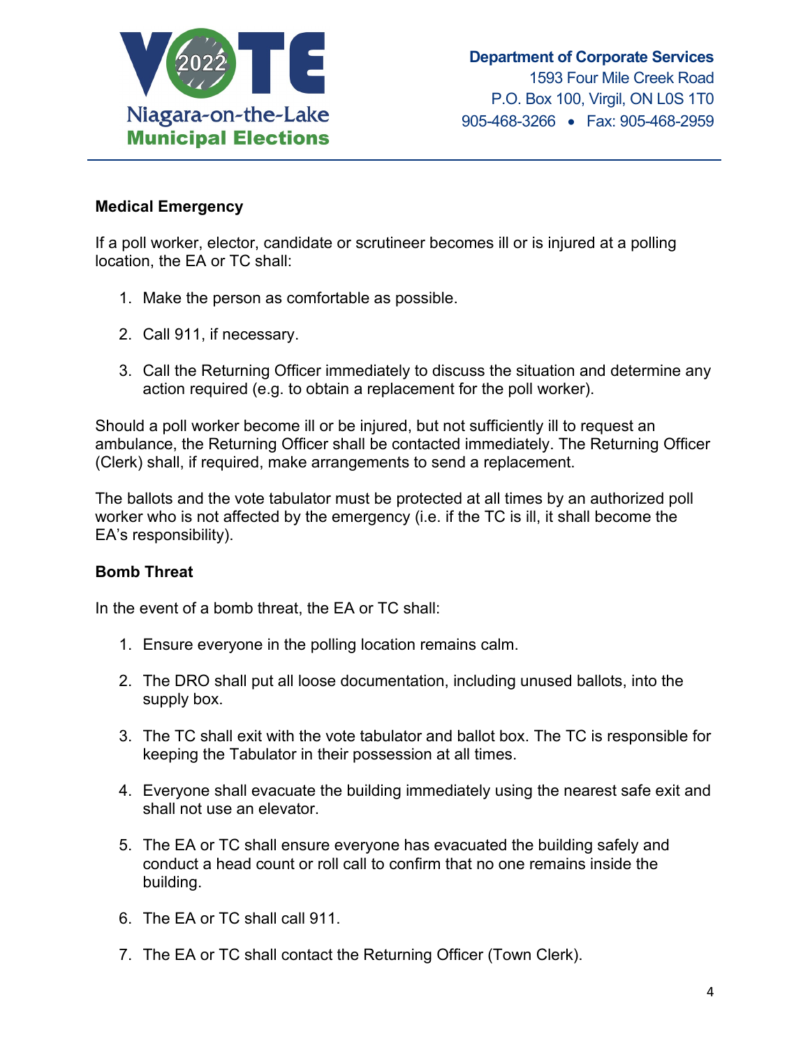### Medical Emergency

If a poll worker, elector, candidate or scrutineer becomes ill or is injured at a polling location, the EA or TC shall:

1. Make the person as comfortable as possible.
2. Call 911, if necessary.
3. Call the Returning Officer immediately to discuss the situation and determine any action required (e.g. to obtain a replacement for the poll worker).

Should a poll worker become ill or be injured, but not sufficiently ill to request an ambulance, the Returning Officer shall be contacted immediately. The Returning Officer (Clerk) shall, if required, make arrangements to send a replacement.

The ballots and the vote tabulator must be protected at all times by an authorized poll worker who is not affected by the emergency (i.e. if the TC is ill, it shall become the EA's responsibility).

### Bomb Threat

In the event of a bomb threat, the EA or TC shall:

1. Ensure everyone in the polling location remains calm.
2. The DRO shall put all loose documentation, including unused ballots, into the supply box.
3. The TC shall exit with the vote tabulator and ballot box. The TC is responsible for keeping the Tabulator in their possession at all times.
4. Everyone shall evacuate the building immediately using the nearest safe exit and shall not use an elevator.
5. The EA or TC shall ensure everyone has evacuated the building safely and conduct a head count or roll call to confirm that no one remains inside the building.
6. The EA or TC shall call 911.
7. The EA or TC shall contact the Returning Officer (Town Clerk).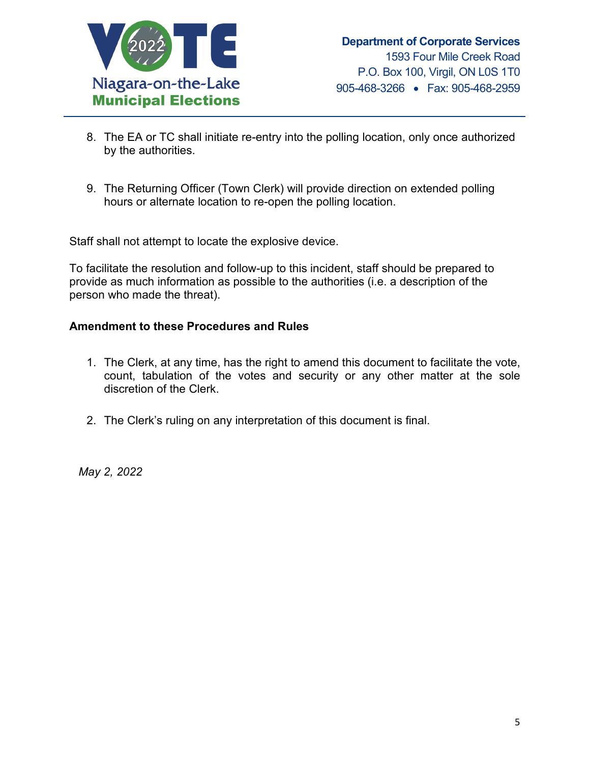8. The EA or TC shall initiate re-entry into the polling location, only once authorized by the authorities.

9. The Returning Officer (Town Clerk) will provide direction on extended polling hours or alternate location to re-open the polling location.

Staff shall not attempt to locate the explosive device.

To facilitate the resolution and follow-up to this incident, staff should be prepared to provide as much information as possible to the authorities (i.e. a description of the person who made the threat).

**Amendment to these Procedures and Rules**

1. The Clerk, at any time, has the right to amend this document to facilitate the vote, count, tabulation of the votes and security or any other matter at the sole discretion of the Clerk.

2. The Clerk's ruling on any interpretation of this document is final.

*May 2, 2022*